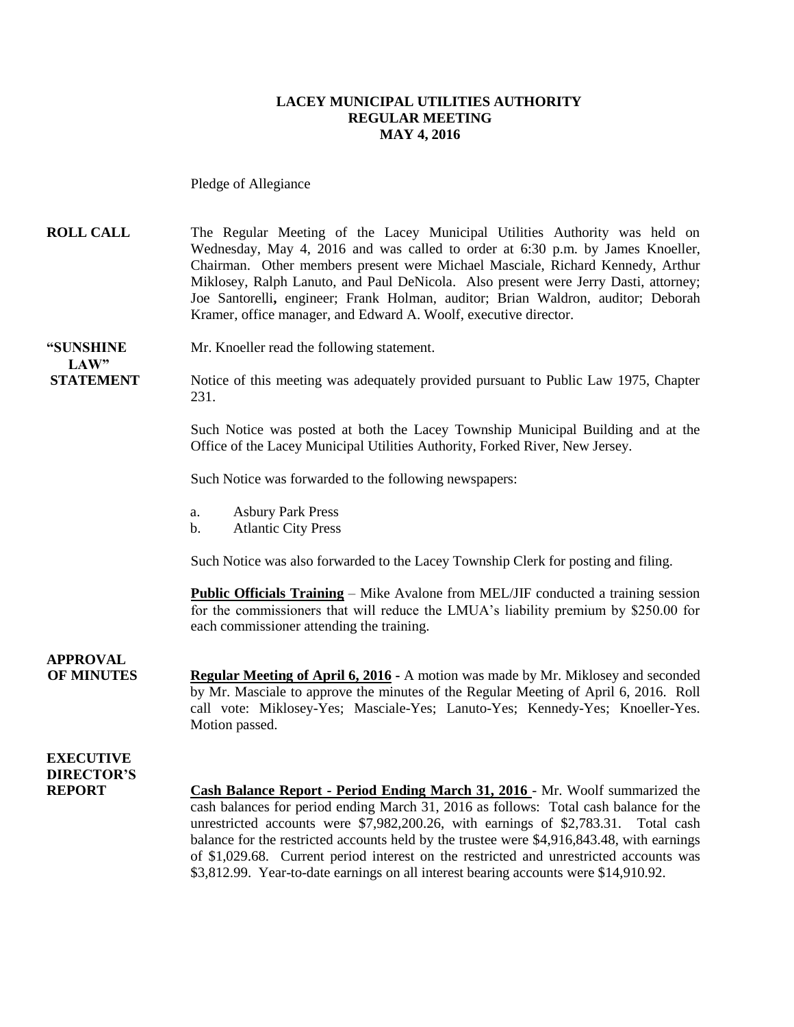**LACEY MUNICIPAL UTILITIES AUTHORITY**
**REGULAR MEETING**
**MAY 4, 2016**

Pledge of Allegiance

**ROLL CALL** The Regular Meeting of the Lacey Municipal Utilities Authority was held on Wednesday, May 4, 2016 and was called to order at 6:30 p.m. by James Knoeller, Chairman. Other members present were Michael Masciale, Richard Kennedy, Arthur Miklosey, Ralph Lanuto, and Paul DeNicola. Also present were Jerry Dasti, attorney; Joe Santorelli**,** engineer; Frank Holman, auditor; Brian Waldron, auditor; Deborah Kramer, office manager, and Edward A. Woolf, executive director.

**"SUNSHINE LAW" STATEMENT** Mr. Knoeller read the following statement.

Notice of this meeting was adequately provided pursuant to Public Law 1975, Chapter 231.

Such Notice was posted at both the Lacey Township Municipal Building and at the Office of the Lacey Municipal Utilities Authority, Forked River, New Jersey.

Such Notice was forwarded to the following newspapers:

a. Asbury Park Press
b. Atlantic City Press

Such Notice was also forwarded to the Lacey Township Clerk for posting and filing.

**Public Officials Training** – Mike Avalone from MEL/JIF conducted a training session for the commissioners that will reduce the LMUA's liability premium by $250.00 for each commissioner attending the training.

**APPROVAL OF MINUTES** **Regular Meeting of April 6, 2016** - A motion was made by Mr. Miklosey and seconded by Mr. Masciale to approve the minutes of the Regular Meeting of April 6, 2016. Roll call vote: Miklosey-Yes; Masciale-Yes; Lanuto-Yes; Kennedy-Yes; Knoeller-Yes. Motion passed.

**EXECUTIVE DIRECTOR'S REPORT** **Cash Balance Report - Period Ending March 31, 2016** - Mr. Woolf summarized the cash balances for period ending March 31, 2016 as follows: Total cash balance for the unrestricted accounts were $7,982,200.26, with earnings of $2,783.31. Total cash balance for the restricted accounts held by the trustee were $4,916,843.48, with earnings of $1,029.68. Current period interest on the restricted and unrestricted accounts was $3,812.99. Year-to-date earnings on all interest bearing accounts were $14,910.92.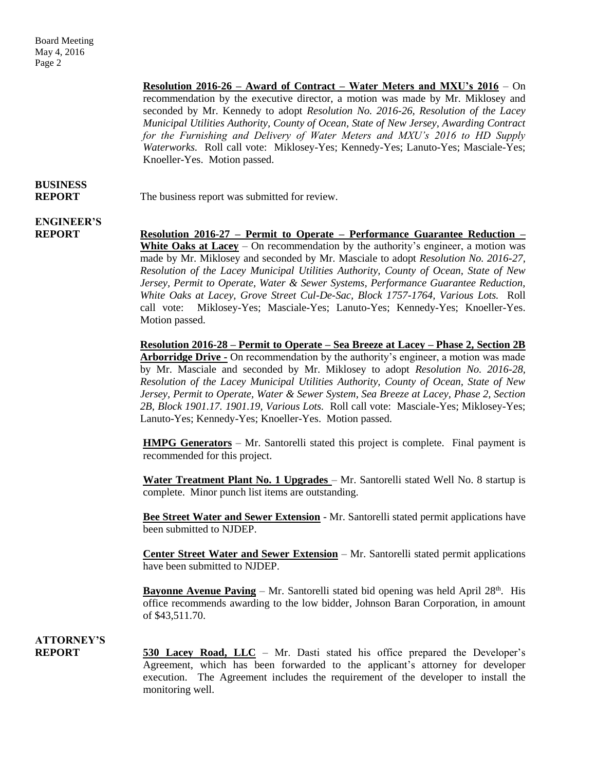**Resolution 2016-26 – Award of Contract – Water Meters and MXU's 2016** – On recommendation by the executive director, a motion was made by Mr. Miklosey and seconded by Mr. Kennedy to adopt *Resolution No. 2016-26, Resolution of the Lacey Municipal Utilities Authority, County of Ocean, State of New Jersey, Awarding Contract for the Furnishing and Delivery of Water Meters and MXU's 2016 to HD Supply Waterworks.* Roll call vote: Miklosey-Yes; Kennedy-Yes; Lanuto-Yes; Masciale-Yes; Knoeller-Yes. Motion passed.

**BUSINESS REPORT**

The business report was submitted for review.

**ENGINEER'S REPORT**

**Resolution 2016-27 – Permit to Operate – Performance Guarantee Reduction – White Oaks at Lacey** – On recommendation by the authority's engineer, a motion was made by Mr. Miklosey and seconded by Mr. Masciale to adopt *Resolution No. 2016-27, Resolution of the Lacey Municipal Utilities Authority, County of Ocean, State of New Jersey, Permit to Operate, Water & Sewer Systems, Performance Guarantee Reduction, White Oaks at Lacey, Grove Street Cul-De-Sac, Block 1757-1764, Various Lots.* Roll call vote: Miklosey-Yes; Masciale-Yes; Lanuto-Yes; Kennedy-Yes; Knoeller-Yes. Motion passed.

**Resolution 2016-28 – Permit to Operate – Sea Breeze at Lacey – Phase 2, Section 2B Arborridge Drive -** On recommendation by the authority's engineer, a motion was made by Mr. Masciale and seconded by Mr. Miklosey to adopt *Resolution No. 2016-28, Resolution of the Lacey Municipal Utilities Authority, County of Ocean, State of New Jersey, Permit to Operate, Water & Sewer System, Sea Breeze at Lacey, Phase 2, Section 2B, Block 1901.17. 1901.19, Various Lots.* Roll call vote: Masciale-Yes; Miklosey-Yes; Lanuto-Yes; Kennedy-Yes; Knoeller-Yes. Motion passed.

**HMPG Generators** – Mr. Santorelli stated this project is complete. Final payment is recommended for this project.

**Water Treatment Plant No. 1 Upgrades** – Mr. Santorelli stated Well No. 8 startup is complete. Minor punch list items are outstanding.

**Bee Street Water and Sewer Extension** - Mr. Santorelli stated permit applications have been submitted to NJDEP.

**Center Street Water and Sewer Extension** – Mr. Santorelli stated permit applications have been submitted to NJDEP.

**Bayonne Avenue Paving** – Mr. Santorelli stated bid opening was held April 28th. His office recommends awarding to the low bidder, Johnson Baran Corporation, in amount of $43,511.70.

**ATTORNEY'S REPORT**

**530 Lacey Road, LLC** – Mr. Dasti stated his office prepared the Developer's Agreement, which has been forwarded to the applicant's attorney for developer execution. The Agreement includes the requirement of the developer to install the monitoring well.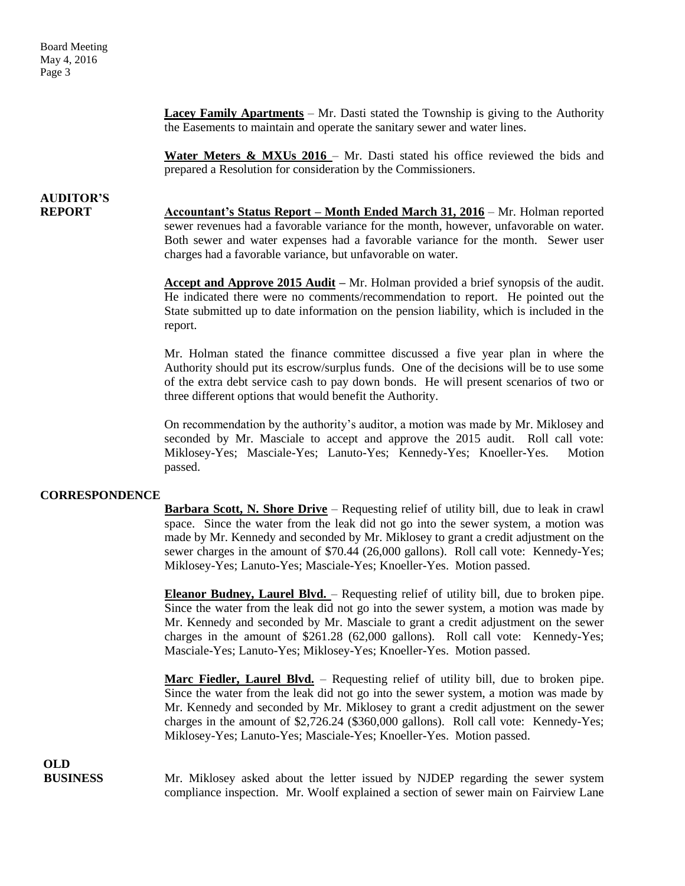**Lacey Family Apartments** – Mr. Dasti stated the Township is giving to the Authority the Easements to maintain and operate the sanitary sewer and water lines.

**Water Meters & MXUs 2016** – Mr. Dasti stated his office reviewed the bids and prepared a Resolution for consideration by the Commissioners.

**AUDITOR'S REPORT**

**Accountant's Status Report – Month Ended March 31, 2016** – Mr. Holman reported sewer revenues had a favorable variance for the month, however, unfavorable on water. Both sewer and water expenses had a favorable variance for the month. Sewer user charges had a favorable variance, but unfavorable on water.

**Accept and Approve 2015 Audit –** Mr. Holman provided a brief synopsis of the audit. He indicated there were no comments/recommendation to report. He pointed out the State submitted up to date information on the pension liability, which is included in the report.

Mr. Holman stated the finance committee discussed a five year plan in where the Authority should put its escrow/surplus funds. One of the decisions will be to use some of the extra debt service cash to pay down bonds. He will present scenarios of two or three different options that would benefit the Authority.

On recommendation by the authority's auditor, a motion was made by Mr. Miklosey and seconded by Mr. Masciale to accept and approve the 2015 audit. Roll call vote: Miklosey-Yes; Masciale-Yes; Lanuto-Yes; Kennedy-Yes; Knoeller-Yes. Motion passed.

**CORRESPONDENCE**

**Barbara Scott, N. Shore Drive** – Requesting relief of utility bill, due to leak in crawl space. Since the water from the leak did not go into the sewer system, a motion was made by Mr. Kennedy and seconded by Mr. Miklosey to grant a credit adjustment on the sewer charges in the amount of $70.44 (26,000 gallons). Roll call vote: Kennedy-Yes; Miklosey-Yes; Lanuto-Yes; Masciale-Yes; Knoeller-Yes. Motion passed.

**Eleanor Budney, Laurel Blvd.** – Requesting relief of utility bill, due to broken pipe. Since the water from the leak did not go into the sewer system, a motion was made by Mr. Kennedy and seconded by Mr. Masciale to grant a credit adjustment on the sewer charges in the amount of $261.28 (62,000 gallons). Roll call vote: Kennedy-Yes; Masciale-Yes; Lanuto-Yes; Miklosey-Yes; Knoeller-Yes. Motion passed.

**Marc Fiedler, Laurel Blvd.** – Requesting relief of utility bill, due to broken pipe. Since the water from the leak did not go into the sewer system, a motion was made by Mr. Kennedy and seconded by Mr. Miklosey to grant a credit adjustment on the sewer charges in the amount of $2,726.24 ($360,000 gallons). Roll call vote: Kennedy-Yes; Miklosey-Yes; Lanuto-Yes; Masciale-Yes; Knoeller-Yes. Motion passed.

**OLD BUSINESS**

Mr. Miklosey asked about the letter issued by NJDEP regarding the sewer system compliance inspection. Mr. Woolf explained a section of sewer main on Fairview Lane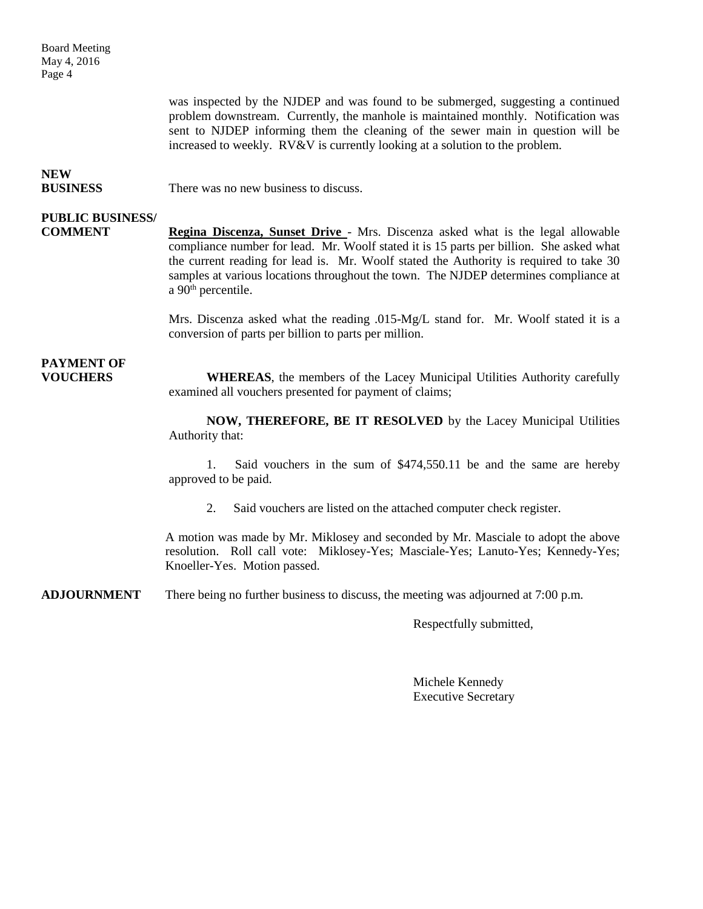was inspected by the NJDEP and was found to be submerged, suggesting a continued problem downstream. Currently, the manhole is maintained monthly. Notification was sent to NJDEP informing them the cleaning of the sewer main in question will be increased to weekly. RV&V is currently looking at a solution to the problem.

**NEW BUSINESS** There was no new business to discuss.

**PUBLIC BUSINESS/ COMMENT** **Regina Discenza, Sunset Drive** - Mrs. Discenza asked what is the legal allowable compliance number for lead. Mr. Woolf stated it is 15 parts per billion. She asked what the current reading for lead is. Mr. Woolf stated the Authority is required to take 30 samples at various locations throughout the town. The NJDEP determines compliance at a 90th percentile.

Mrs. Discenza asked what the reading .015-Mg/L stand for. Mr. Woolf stated it is a conversion of parts per billion to parts per million.

**PAYMENT OF VOUCHERS** **WHEREAS**, the members of the Lacey Municipal Utilities Authority carefully examined all vouchers presented for payment of claims;

**NOW, THEREFORE, BE IT RESOLVED** by the Lacey Municipal Utilities Authority that:

1. Said vouchers in the sum of $474,550.11 be and the same are hereby approved to be paid.

2. Said vouchers are listed on the attached computer check register.

A motion was made by Mr. Miklosey and seconded by Mr. Masciale to adopt the above resolution. Roll call vote: Miklosey-Yes; Masciale-Yes; Lanuto-Yes; Kennedy-Yes; Knoeller-Yes. Motion passed.

**ADJOURNMENT** There being no further business to discuss, the meeting was adjourned at 7:00 p.m.

Respectfully submitted,

Michele Kennedy
Executive Secretary